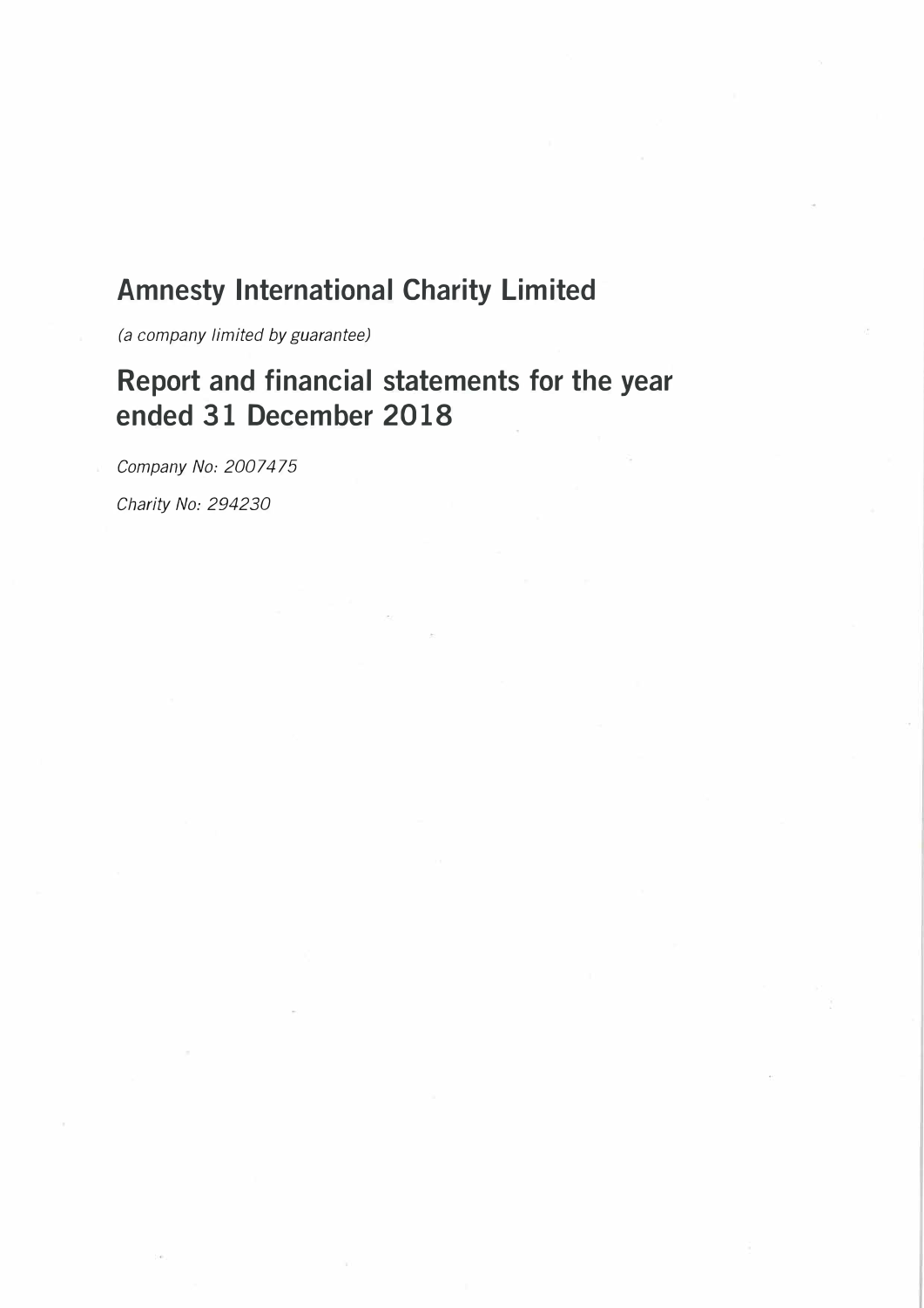# Amnesty International Charity Limited

*(a company limited by guarantee)*

# Report and financial statements for the year ended 31 December 2018

*Company No: 2007475*

*Charity No: 294230*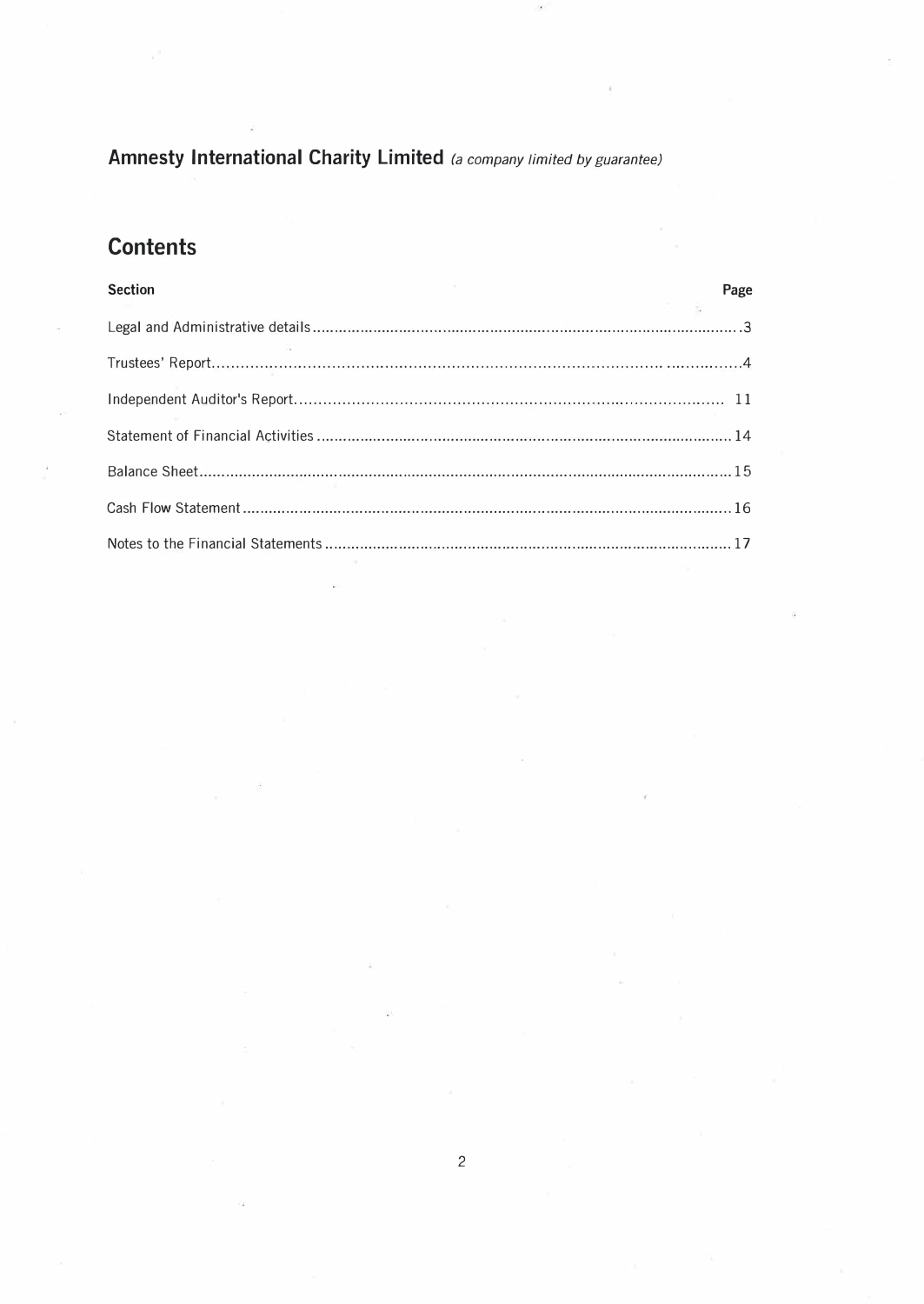**Amnesty International Charity Limited** *(a company limited by guarantee)*

## Contents

| Section | Page |
|---|---|
| Legal and Administrative details | 3 |
| Trustees' Report | 4 |
| Independent Auditor's Report | 11 |
| Statement of Financial Activities | 14 |
| Balance Sheet | 15 |
| Cash Flow Statement | 16 |
| Notes to the Financial Statements | 17 |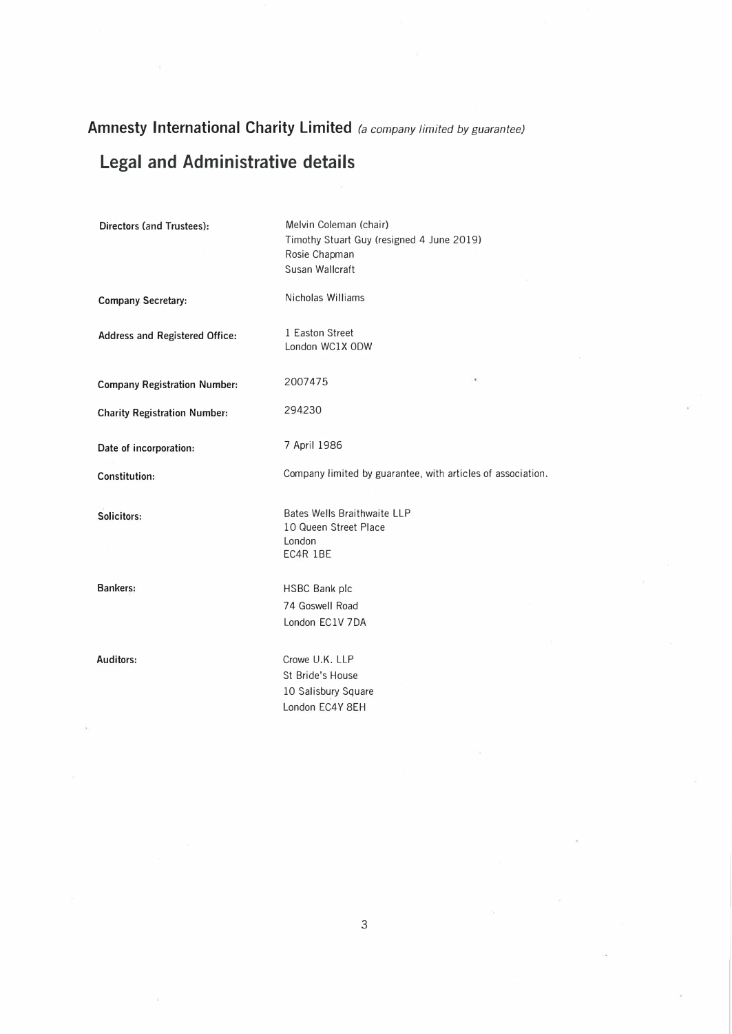# **Amnesty International Charity Limited** *(a company limited by guarantee)*

## Legal and Administrative details

| | |
|---|---|
| **Directors (and Trustees):** | Melvin Coleman (chair)<br>Timothy Stuart Guy (resigned 4 June 2019)<br>Rosie Chapman<br>Susan Wallcraft |
| **Company Secretary:** | Nicholas Williams |
| **Address and Registered Office:** | 1 Easton Street<br>London WC1X 0DW |
| **Company Registration Number:** | 2007475 |
| **Charity Registration Number:** | 294230 |
| **Date of incorporation:** | 7 April 1986 |
| **Constitution:** | Company limited by guarantee, with articles of association. |
| **Solicitors:** | Bates Wells Braithwaite LLP<br>10 Queen Street Place<br>London<br>EC4R 1BE |
| **Bankers:** | HSBC Bank plc<br>74 Goswell Road<br>London EC1V 7DA |
| **Auditors:** | Crowe U.K. LLP<br>St Bride's House<br>10 Salisbury Square<br>London EC4Y 8EH |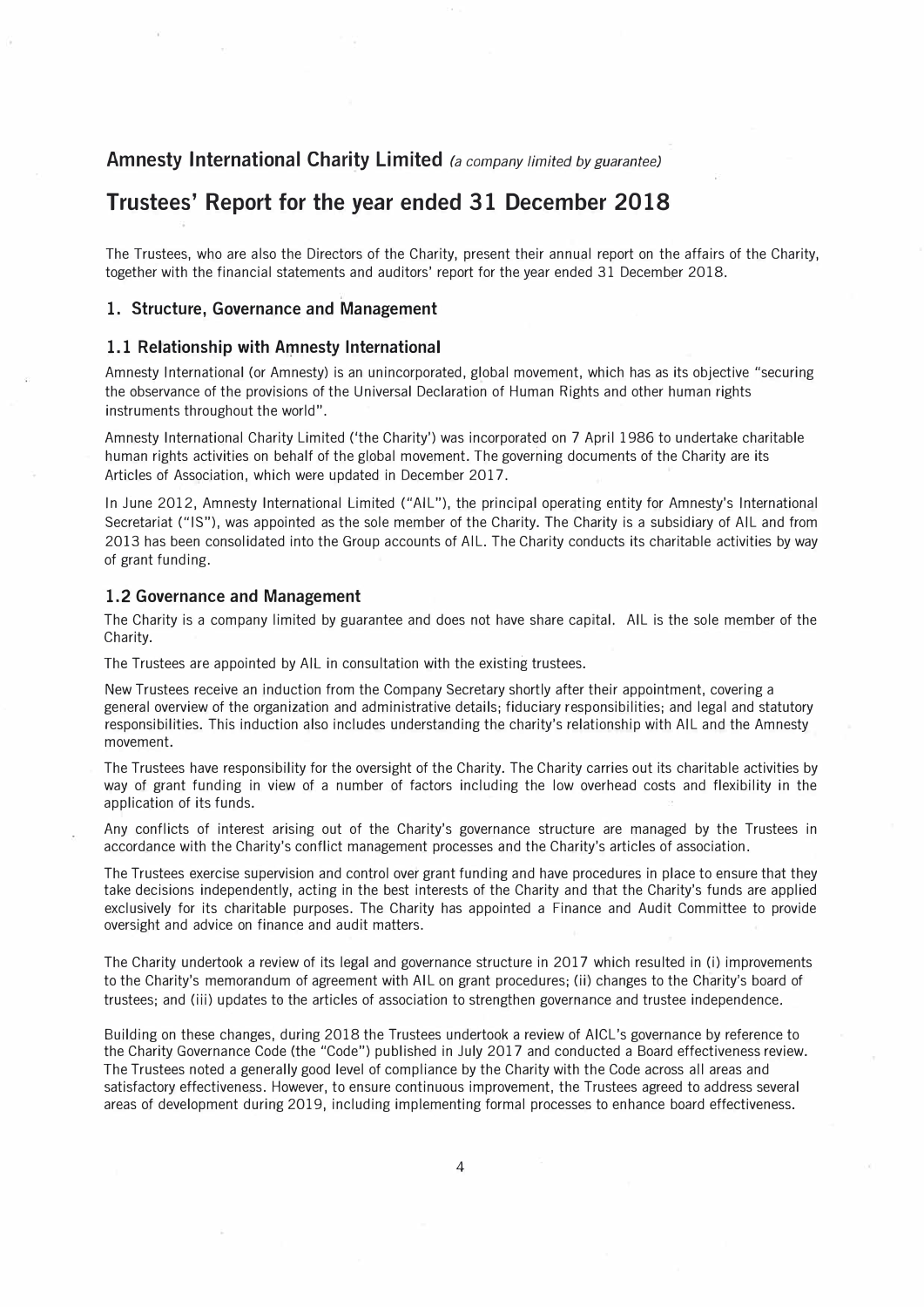## Amnesty International Charity Limited *(a company limited by guarantee)*

# Trustees' Report for the year ended 31 December 2018

The Trustees, who are also the Directors of the Charity, present their annual report on the affairs of the Charity, together with the financial statements and auditors' report for the year ended 31 December 2018.

## 1. Structure, Governance and Management

### 1.1 Relationship with Amnesty International

Amnesty International (or Amnesty) is an unincorporated, global movement, which has as its objective "securing the observance of the provisions of the Universal Declaration of Human Rights and other human rights instruments throughout the world".

Amnesty International Charity Limited ('the Charity') was incorporated on 7 April 1986 to undertake charitable human rights activities on behalf of the global movement. The governing documents of the Charity are its Articles of Association, which were updated in December 2017.

In June 2012, Amnesty International Limited ("AIL"), the principal operating entity for Amnesty's International Secretariat ("IS"), was appointed as the sole member of the Charity. The Charity is a subsidiary of AIL and from 2013 has been consolidated into the Group accounts of AIL. The Charity conducts its charitable activities by way of grant funding.

### 1.2 Governance and Management

The Charity is a company limited by guarantee and does not have share capital. AIL is the sole member of the Charity.

The Trustees are appointed by AIL in consultation with the existing trustees.

New Trustees receive an induction from the Company Secretary shortly after their appointment, covering a general overview of the organization and administrative details; fiduciary responsibilities; and legal and statutory responsibilities. This induction also includes understanding the charity's relationship with AIL and the Amnesty movement.

The Trustees have responsibility for the oversight of the Charity. The Charity carries out its charitable activities by way of grant funding in view of a number of factors including the low overhead costs and flexibility in the application of its funds.

Any conflicts of interest arising out of the Charity's governance structure are managed by the Trustees in accordance with the Charity's conflict management processes and the Charity's articles of association.

The Trustees exercise supervision and control over grant funding and have procedures in place to ensure that they take decisions independently, acting in the best interests of the Charity and that the Charity's funds are applied exclusively for its charitable purposes. The Charity has appointed a Finance and Audit Committee to provide oversight and advice on finance and audit matters.

The Charity undertook a review of its legal and governance structure in 2017 which resulted in (i) improvements to the Charity's memorandum of agreement with AIL on grant procedures; (ii) changes to the Charity's board of trustees; and (iii) updates to the articles of association to strengthen governance and trustee independence.

Building on these changes, during 2018 the Trustees undertook a review of AICL's governance by reference to the Charity Governance Code (the "Code") published in July 2017 and conducted a Board effectiveness review. The Trustees noted a generally good level of compliance by the Charity with the Code across all areas and satisfactory effectiveness. However, to ensure continuous improvement, the Trustees agreed to address several areas of development during 2019, including implementing formal processes to enhance board effectiveness.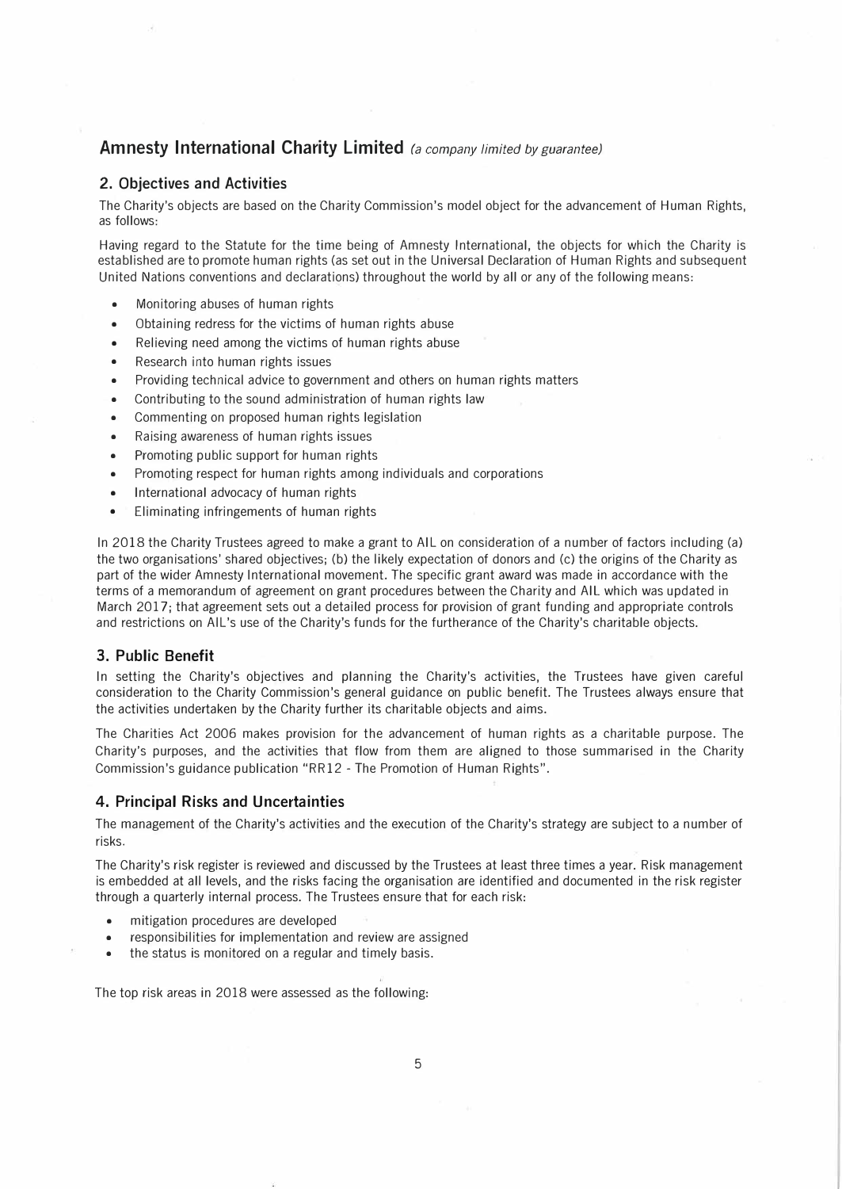# Amnesty International Charity Limited *(a company limited by guarantee)*

## 2. Objectives and Activities

The Charity's objects are based on the Charity Commission's model object for the advancement of Human Rights, as follows:

Having regard to the Statute for the time being of Amnesty International, the objects for which the Charity is established are to promote human rights (as set out in the Universal Declaration of Human Rights and subsequent United Nations conventions and declarations) throughout the world by all or any of the following means:

- Monitoring abuses of human rights
- Obtaining redress for the victims of human rights abuse
- Relieving need among the victims of human rights abuse
- Research into human rights issues
- Providing technical advice to government and others on human rights matters
- Contributing to the sound administration of human rights law
- Commenting on proposed human rights legislation
- Raising awareness of human rights issues
- Promoting public support for human rights
- Promoting respect for human rights among individuals and corporations
- International advocacy of human rights
- Eliminating infringements of human rights

In 2018 the Charity Trustees agreed to make a grant to AIL on consideration of a number of factors including (a) the two organisations' shared objectives; (b) the likely expectation of donors and (c) the origins of the Charity as part of the wider Amnesty International movement. The specific grant award was made in accordance with the terms of a memorandum of agreement on grant procedures between the Charity and AIL which was updated in March 2017; that agreement sets out a detailed process for provision of grant funding and appropriate controls and restrictions on AIL's use of the Charity's funds for the furtherance of the Charity's charitable objects.

## 3. Public Benefit

In setting the Charity's objectives and planning the Charity's activities, the Trustees have given careful consideration to the Charity Commission's general guidance on public benefit. The Trustees always ensure that the activities undertaken by the Charity further its charitable objects and aims.

The Charities Act 2006 makes provision for the advancement of human rights as a charitable purpose. The Charity's purposes, and the activities that flow from them are aligned to those summarised in the Charity Commission's guidance publication "RR12 - The Promotion of Human Rights".

## 4. Principal Risks and Uncertainties

The management of the Charity's activities and the execution of the Charity's strategy are subject to a number of risks.

The Charity's risk register is reviewed and discussed by the Trustees at least three times a year. Risk management is embedded at all levels, and the risks facing the organisation are identified and documented in the risk register through a quarterly internal process. The Trustees ensure that for each risk:

- mitigation procedures are developed
- responsibilities for implementation and review are assigned
- the status is monitored on a regular and timely basis.

The top risk areas in 2018 were assessed as the following: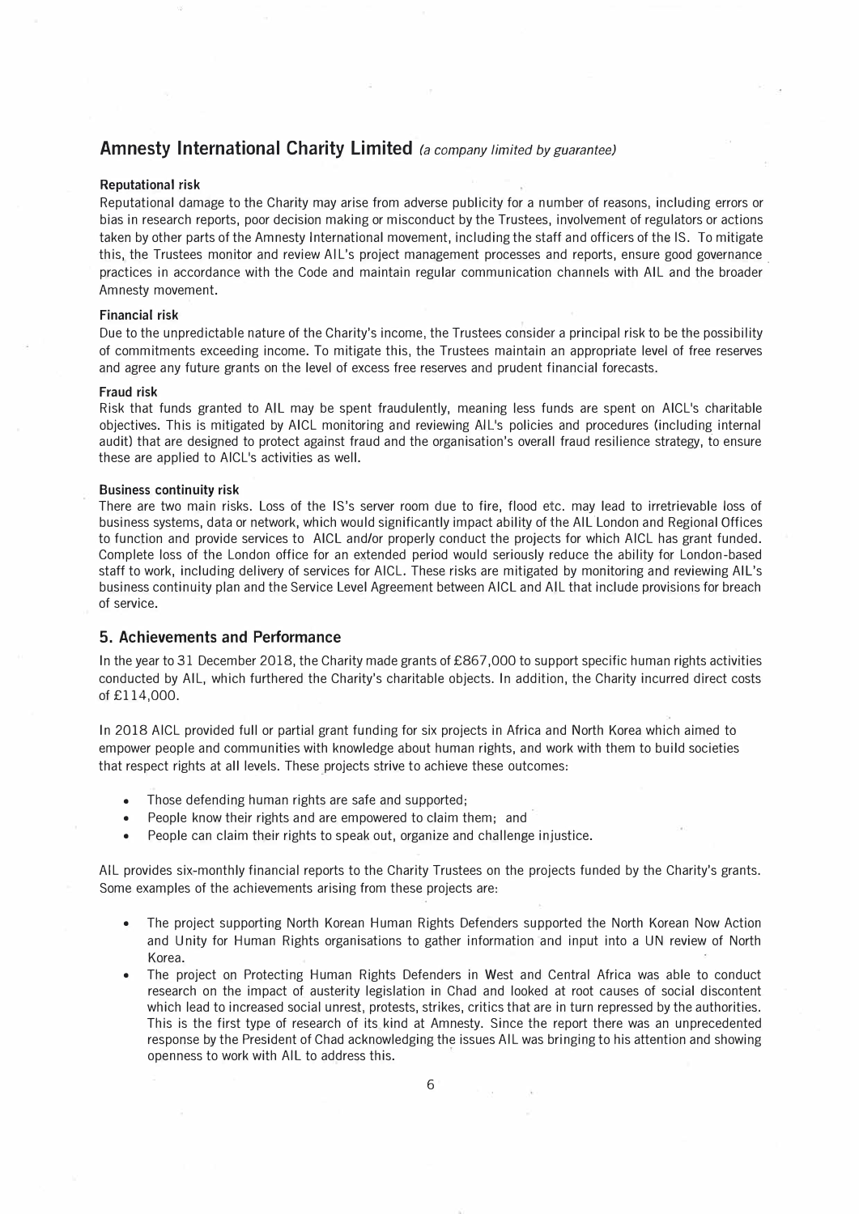**Reputational risk**

Reputational damage to the Charity may arise from adverse publicity for a number of reasons, including errors or bias in research reports, poor decision making or misconduct by the Trustees, involvement of regulators or actions taken by other parts of the Amnesty International movement, including the staff and officers of the IS. To mitigate this, the Trustees monitor and review AIL's project management processes and reports, ensure good governance practices in accordance with the Code and maintain regular communication channels with AIL and the broader Amnesty movement.

**Financial risk**

Due to the unpredictable nature of the Charity's income, the Trustees consider a principal risk to be the possibility of commitments exceeding income. To mitigate this, the Trustees maintain an appropriate level of free reserves and agree any future grants on the level of excess free reserves and prudent financial forecasts.

**Fraud risk**

Risk that funds granted to AIL may be spent fraudulently, meaning less funds are spent on AICL's charitable objectives. This is mitigated by AICL monitoring and reviewing AIL's policies and procedures (including internal audit) that are designed to protect against fraud and the organisation's overall fraud resilience strategy, to ensure these are applied to AICL's activities as well.

**Business continuity risk**

There are two main risks. Loss of the IS's server room due to fire, flood etc. may lead to irretrievable loss of business systems, data or network, which would significantly impact ability of the AIL London and Regional Offices to function and provide services to AICL and/or properly conduct the projects for which AICL has grant funded. Complete loss of the London office for an extended period would seriously reduce the ability for London-based staff to work, including delivery of services for AICL. These risks are mitigated by monitoring and reviewing AIL's business continuity plan and the Service Level Agreement between AICL and AIL that include provisions for breach of service.

## 5. Achievements and Performance

In the year to 31 December 2018, the Charity made grants of £867,000 to support specific human rights activities conducted by AIL, which furthered the Charity's charitable objects. In addition, the Charity incurred direct costs of £114,000.

In 2018 AICL provided full or partial grant funding for six projects in Africa and North Korea which aimed to empower people and communities with knowledge about human rights, and work with them to build societies that respect rights at all levels. These projects strive to achieve these outcomes:

- Those defending human rights are safe and supported;
- People know their rights and are empowered to claim them; and
- People can claim their rights to speak out, organize and challenge injustice.

AIL provides six-monthly financial reports to the Charity Trustees on the projects funded by the Charity's grants. Some examples of the achievements arising from these projects are:

- The project supporting North Korean Human Rights Defenders supported the North Korean Now Action and Unity for Human Rights organisations to gather information and input into a UN review of North Korea.
- The project on Protecting Human Rights Defenders in West and Central Africa was able to conduct research on the impact of austerity legislation in Chad and looked at root causes of social discontent which lead to increased social unrest, protests, strikes, critics that are in turn repressed by the authorities. This is the first type of research of its kind at Amnesty. Since the report there was an unprecedented response by the President of Chad acknowledging the issues AIL was bringing to his attention and showing openness to work with AIL to address this.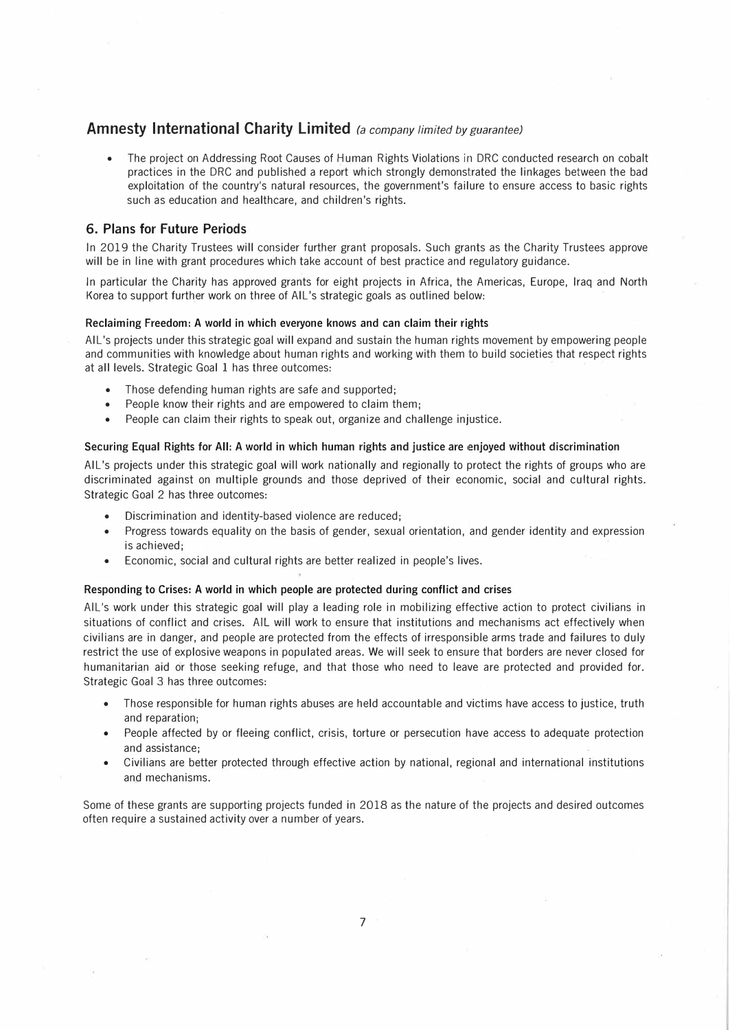- The project on Addressing Root Causes of Human Rights Violations in DRC conducted research on cobalt practices in the DRC and published a report which strongly demonstrated the linkages between the bad exploitation of the country's natural resources, the government's failure to ensure access to basic rights such as education and healthcare, and children's rights.

## 6. Plans for Future Periods

In 2019 the Charity Trustees will consider further grant proposals. Such grants as the Charity Trustees approve will be in line with grant procedures which take account of best practice and regulatory guidance.

In particular the Charity has approved grants for eight projects in Africa, the Americas, Europe, Iraq and North Korea to support further work on three of AIL's strategic goals as outlined below:

#### Reclaiming Freedom: A world in which everyone knows and can claim their rights

AIL's projects under this strategic goal will expand and sustain the human rights movement by empowering people and communities with knowledge about human rights and working with them to build societies that respect rights at all levels. Strategic Goal 1 has three outcomes:

- Those defending human rights are safe and supported;
- People know their rights and are empowered to claim them;
- People can claim their rights to speak out, organize and challenge injustice.

#### Securing Equal Rights for All: A world in which human rights and justice are enjoyed without discrimination

AIL's projects under this strategic goal will work nationally and regionally to protect the rights of groups who are discriminated against on multiple grounds and those deprived of their economic, social and cultural rights. Strategic Goal 2 has three outcomes:

- Discrimination and identity-based violence are reduced;
- Progress towards equality on the basis of gender, sexual orientation, and gender identity and expression is achieved;
- Economic, social and cultural rights are better realized in people's lives.

#### Responding to Crises: A world in which people are protected during conflict and crises

AIL's work under this strategic goal will play a leading role in mobilizing effective action to protect civilians in situations of conflict and crises. AIL will work to ensure that institutions and mechanisms act effectively when civilians are in danger, and people are protected from the effects of irresponsible arms trade and failures to duly restrict the use of explosive weapons in populated areas. We will seek to ensure that borders are never closed for humanitarian aid or those seeking refuge, and that those who need to leave are protected and provided for. Strategic Goal 3 has three outcomes:

- Those responsible for human rights abuses are held accountable and victims have access to justice, truth and reparation;
- People affected by or fleeing conflict, crisis, torture or persecution have access to adequate protection and assistance;
- Civilians are better protected through effective action by national, regional and international institutions and mechanisms.

Some of these grants are supporting projects funded in 2018 as the nature of the projects and desired outcomes often require a sustained activity over a number of years.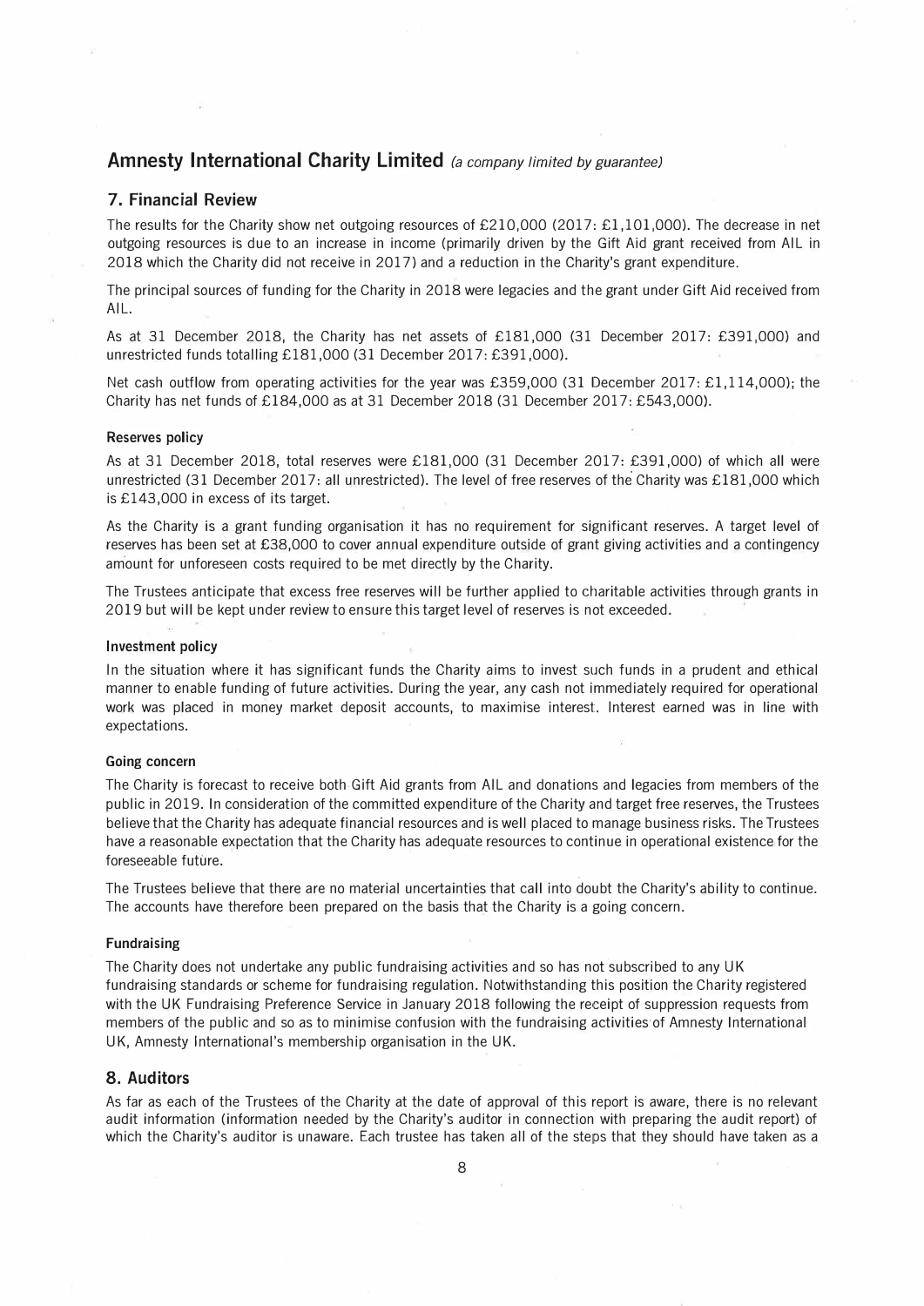## Amnesty International Charity Limited *(a company limited by guarantee)*

## 7. Financial Review

The results for the Charity show net outgoing resources of £210,000 (2017: £1,101,000). The decrease in net outgoing resources is due to an increase in income (primarily driven by the Gift Aid grant received from AIL in 2018 which the Charity did not receive in 2017) and a reduction in the Charity's grant expenditure.

The principal sources of funding for the Charity in 2018 were legacies and the grant under Gift Aid received from AIL.

As at 31 December 2018, the Charity has net assets of £181,000 (31 December 2017: £391,000) and unrestricted funds totalling £181,000 (31 December 2017: £391,000).

Net cash outflow from operating activities for the year was £359,000 (31 December 2017: £1,114,000); the Charity has net funds of £184,000 as at 31 December 2018 (31 December 2017: £543,000).

### Reserves policy

As at 31 December 2018, total reserves were £181,000 (31 December 2017: £391,000) of which all were unrestricted (31 December 2017: all unrestricted). The level of free reserves of the Charity was £181,000 which is £143,000 in excess of its target.

As the Charity is a grant funding organisation it has no requirement for significant reserves. A target level of reserves has been set at £38,000 to cover annual expenditure outside of grant giving activities and a contingency amount for unforeseen costs required to be met directly by the Charity.

The Trustees anticipate that excess free reserves will be further applied to charitable activities through grants in 2019 but will be kept under review to ensure this target level of reserves is not exceeded.

### Investment policy

In the situation where it has significant funds the Charity aims to invest such funds in a prudent and ethical manner to enable funding of future activities. During the year, any cash not immediately required for operational work was placed in money market deposit accounts, to maximise interest. Interest earned was in line with expectations.

### Going concern

The Charity is forecast to receive both Gift Aid grants from AIL and donations and legacies from members of the public in 2019. In consideration of the committed expenditure of the Charity and target free reserves, the Trustees believe that the Charity has adequate financial resources and is well placed to manage business risks. The Trustees have a reasonable expectation that the Charity has adequate resources to continue in operational existence for the foreseeable future.

The Trustees believe that there are no material uncertainties that call into doubt the Charity's ability to continue. The accounts have therefore been prepared on the basis that the Charity is a going concern.

### Fundraising

The Charity does not undertake any public fundraising activities and so has not subscribed to any UK fundraising standards or scheme for fundraising regulation. Notwithstanding this position the Charity registered with the UK Fundraising Preference Service in January 2018 following the receipt of suppression requests from members of the public and so as to minimise confusion with the fundraising activities of Amnesty International UK, Amnesty International's membership organisation in the UK.

## 8. Auditors

As far as each of the Trustees of the Charity at the date of approval of this report is aware, there is no relevant audit information (information needed by the Charity's auditor in connection with preparing the audit report) of which the Charity's auditor is unaware. Each trustee has taken all of the steps that they should have taken as a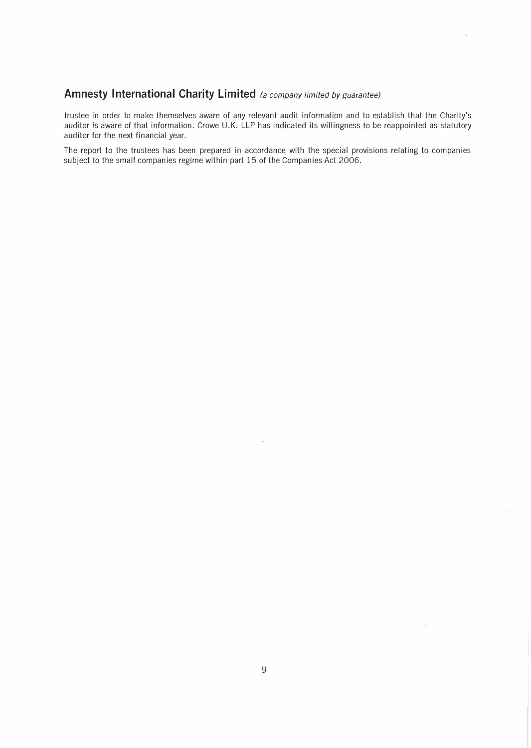trustee in order to make themselves aware of any relevant audit information and to establish that the Charity's auditor is aware of that information. Crowe U.K. LLP has indicated its willingness to be reappointed as statutory auditor for the next financial year.

The report to the trustees has been prepared in accordance with the special provisions relating to companies subject to the small companies regime within part 15 of the Companies Act 2006.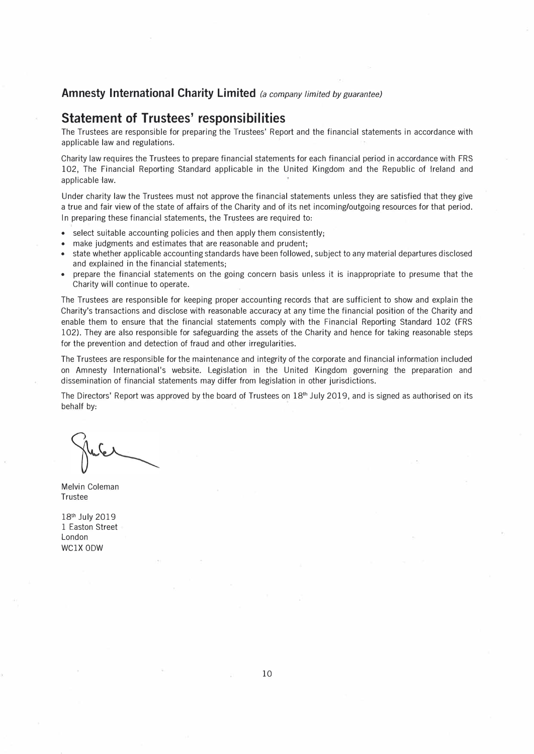**Amnesty International Charity Limited** *(a company limited by guarantee)*

## Statement of Trustees' responsibilities

The Trustees are responsible for preparing the Trustees' Report and the financial statements in accordance with applicable law and regulations.

Charity law requires the Trustees to prepare financial statements for each financial period in accordance with FRS 102, The Financial Reporting Standard applicable in the United Kingdom and the Republic of Ireland and applicable law.

Under charity law the Trustees must not approve the financial statements unless they are satisfied that they give a true and fair view of the state of affairs of the Charity and of its net incoming/outgoing resources for that period. In preparing these financial statements, the Trustees are required to:

- select suitable accounting policies and then apply them consistently;
- make judgments and estimates that are reasonable and prudent;
- state whether applicable accounting standards have been followed, subject to any material departures disclosed and explained in the financial statements;
- prepare the financial statements on the going concern basis unless it is inappropriate to presume that the Charity will continue to operate.

The Trustees are responsible for keeping proper accounting records that are sufficient to show and explain the Charity's transactions and disclose with reasonable accuracy at any time the financial position of the Charity and enable them to ensure that the financial statements comply with the Financial Reporting Standard 102 (FRS 102). They are also responsible for safeguarding the assets of the Charity and hence for taking reasonable steps for the prevention and detection of fraud and other irregularities.

The Trustees are responsible for the maintenance and integrity of the corporate and financial information included on Amnesty International's website. Legislation in the United Kingdom governing the preparation and dissemination of financial statements may differ from legislation in other jurisdictions.

The Directors' Report was approved by the board of Trustees on 18th July 2019, and is signed as authorised on its behalf by:

Melvin Coleman
Trustee

18th July 2019
1 Easton Street
London
WC1X 0DW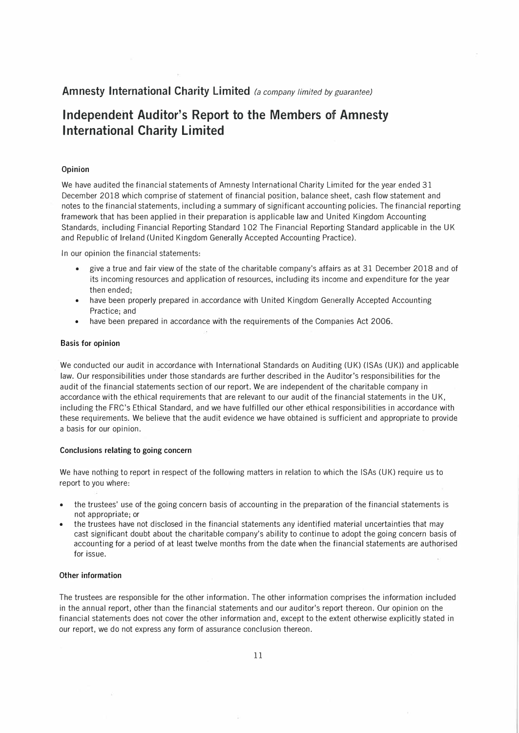**Amnesty International Charity Limited** *(a company limited by guarantee)*

# Independent Auditor's Report to the Members of Amnesty International Charity Limited

### Opinion

We have audited the financial statements of Amnesty International Charity Limited for the year ended 31 December 2018 which comprise of statement of financial position, balance sheet, cash flow statement and notes to the financial statements, including a summary of significant accounting policies. The financial reporting framework that has been applied in their preparation is applicable law and United Kingdom Accounting Standards, including Financial Reporting Standard 102 The Financial Reporting Standard applicable in the UK and Republic of Ireland (United Kingdom Generally Accepted Accounting Practice).

In our opinion the financial statements:

- give a true and fair view of the state of the charitable company's affairs as at 31 December 2018 and of its incoming resources and application of resources, including its income and expenditure for the year then ended;
- have been properly prepared in accordance with United Kingdom Generally Accepted Accounting Practice; and
- have been prepared in accordance with the requirements of the Companies Act 2006.

### Basis for opinion

We conducted our audit in accordance with International Standards on Auditing (UK) (ISAs (UK)) and applicable law. Our responsibilities under those standards are further described in the Auditor's responsibilities for the audit of the financial statements section of our report. We are independent of the charitable company in accordance with the ethical requirements that are relevant to our audit of the financial statements in the UK, including the FRC's Ethical Standard, and we have fulfilled our other ethical responsibilities in accordance with these requirements. We believe that the audit evidence we have obtained is sufficient and appropriate to provide a basis for our opinion.

### Conclusions relating to going concern

We have nothing to report in respect of the following matters in relation to which the ISAs (UK) require us to report to you where:

- the trustees' use of the going concern basis of accounting in the preparation of the financial statements is not appropriate; or
- the trustees have not disclosed in the financial statements any identified material uncertainties that may cast significant doubt about the charitable company's ability to continue to adopt the going concern basis of accounting for a period of at least twelve months from the date when the financial statements are authorised for issue.

### Other information

The trustees are responsible for the other information. The other information comprises the information included in the annual report, other than the financial statements and our auditor's report thereon. Our opinion on the financial statements does not cover the other information and, except to the extent otherwise explicitly stated in our report, we do not express any form of assurance conclusion thereon.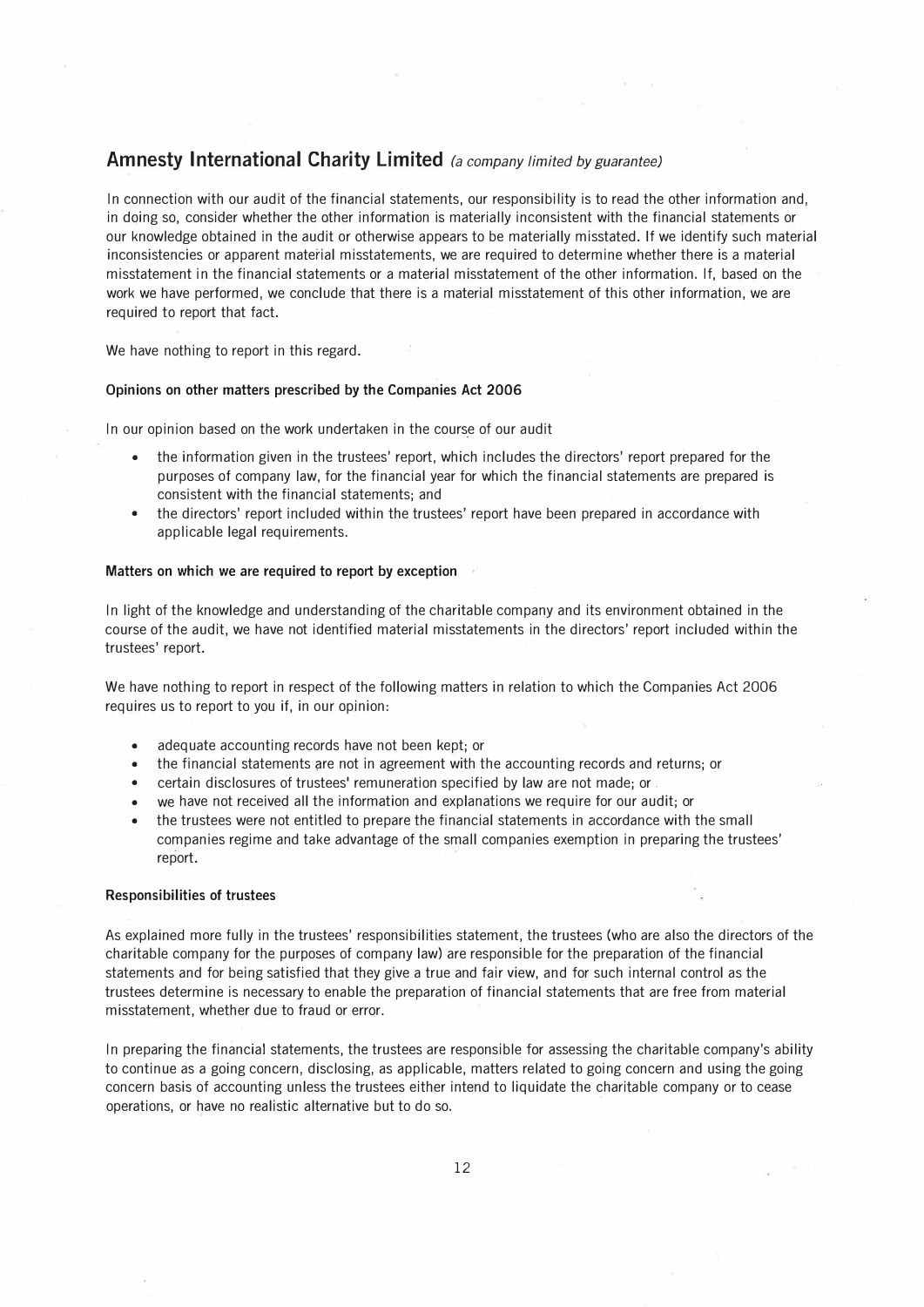## Amnesty International Charity Limited *(a company limited by guarantee)*

In connection with our audit of the financial statements, our responsibility is to read the other information and, in doing so, consider whether the other information is materially inconsistent with the financial statements or our knowledge obtained in the audit or otherwise appears to be materially misstated. If we identify such material inconsistencies or apparent material misstatements, we are required to determine whether there is a material misstatement in the financial statements or a material misstatement of the other information. If, based on the work we have performed, we conclude that there is a material misstatement of this other information, we are required to report that fact.

We have nothing to report in this regard.

#### Opinions on other matters prescribed by the Companies Act 2006

In our opinion based on the work undertaken in the course of our audit

- the information given in the trustees' report, which includes the directors' report prepared for the purposes of company law, for the financial year for which the financial statements are prepared is consistent with the financial statements; and
- the directors' report included within the trustees' report have been prepared in accordance with applicable legal requirements.

#### Matters on which we are required to report by exception

In light of the knowledge and understanding of the charitable company and its environment obtained in the course of the audit, we have not identified material misstatements in the directors' report included within the trustees' report.

We have nothing to report in respect of the following matters in relation to which the Companies Act 2006 requires us to report to you if, in our opinion:

- adequate accounting records have not been kept; or
- the financial statements are not in agreement with the accounting records and returns; or
- certain disclosures of trustees' remuneration specified by law are not made; or
- we have not received all the information and explanations we require for our audit; or
- the trustees were not entitled to prepare the financial statements in accordance with the small companies regime and take advantage of the small companies exemption in preparing the trustees' report.

#### Responsibilities of trustees

As explained more fully in the trustees' responsibilities statement, the trustees (who are also the directors of the charitable company for the purposes of company law) are responsible for the preparation of the financial statements and for being satisfied that they give a true and fair view, and for such internal control as the trustees determine is necessary to enable the preparation of financial statements that are free from material misstatement, whether due to fraud or error.

In preparing the financial statements, the trustees are responsible for assessing the charitable company's ability to continue as a going concern, disclosing, as applicable, matters related to going concern and using the going concern basis of accounting unless the trustees either intend to liquidate the charitable company or to cease operations, or have no realistic alternative but to do so.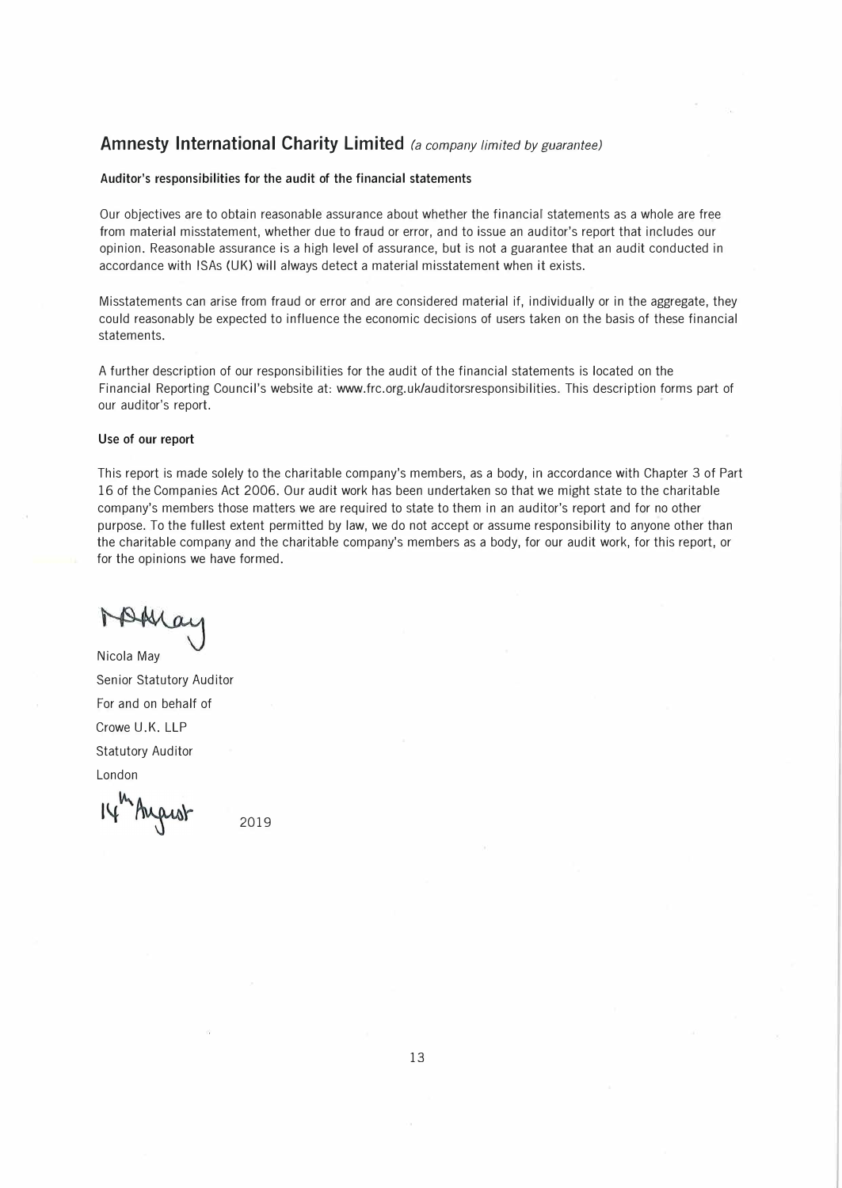## Amnesty International Charity Limited *(a company limited by guarantee)*

**Auditor's responsibilities for the audit of the financial statements**

Our objectives are to obtain reasonable assurance about whether the financial statements as a whole are free from material misstatement, whether due to fraud or error, and to issue an auditor's report that includes our opinion. Reasonable assurance is a high level of assurance, but is not a guarantee that an audit conducted in accordance with ISAs (UK) will always detect a material misstatement when it exists.

Misstatements can arise from fraud or error and are considered material if, individually or in the aggregate, they could reasonably be expected to influence the economic decisions of users taken on the basis of these financial statements.

A further description of our responsibilities for the audit of the financial statements is located on the Financial Reporting Council's website at: www.frc.org.uk/auditorsresponsibilities. This description forms part of our auditor's report.

**Use of our report**

This report is made solely to the charitable company's members, as a body, in accordance with Chapter 3 of Part 16 of the Companies Act 2006. Our audit work has been undertaken so that we might state to the charitable company's members those matters we are required to state to them in an auditor's report and for no other purpose. To the fullest extent permitted by law, we do not accept or assume responsibility to anyone other than the charitable company and the charitable company's members as a body, for our audit work, for this report, or for the opinions we have formed.

N May

Nicola May  
Senior Statutory Auditor  
For and on behalf of  
Crowe U.K. LLP  
Statutory Auditor  
London

14th August 2019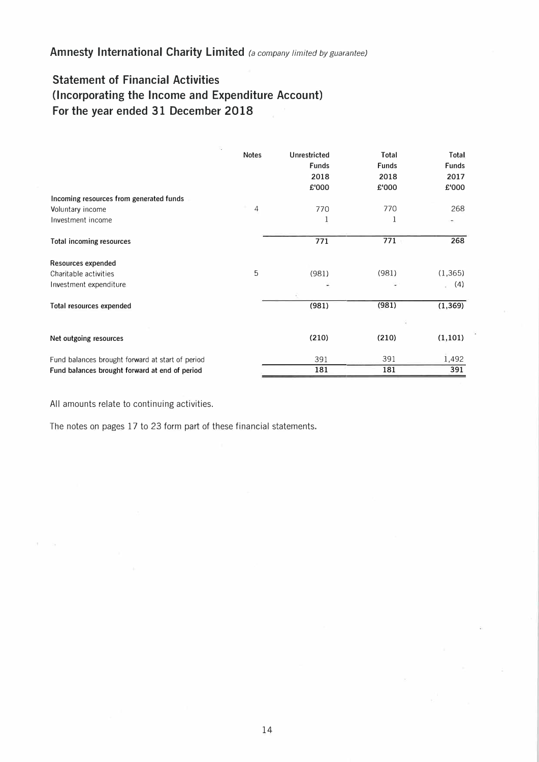## Amnesty International Charity Limited *(a company limited by guarantee)*

## Statement of Financial Activities
## (Incorporating the Income and Expenditure Account)
## For the year ended 31 December 2018

| | Notes | Unrestricted Funds 2018 £'000 | Total Funds 2018 £'000 | Total Funds 2017 £'000 |
|---|---|---|---|---|
| **Incoming resources from generated funds** | | | | |
| Voluntary income | 4 | 770 | 770 | 268 |
| Investment income | | 1 | 1 | - |
| **Total incoming resources** | | **771** | **771** | **268** |
| **Resources expended** | | | | |
| Charitable activities | 5 | (981) | (981) | (1,365) |
| Investment expenditure | | - | - | (4) |
| **Total resources expended** | | **(981)** | **(981)** | **(1,369)** |
| **Net outgoing resources** | | **(210)** | **(210)** | **(1,101)** |
| Fund balances brought forward at start of period | | 391 | 391 | 1,492 |
| **Fund balances brought forward at end of period** | | **181** | **181** | **391** |

All amounts relate to continuing activities.

The notes on pages 17 to 23 form part of these financial statements.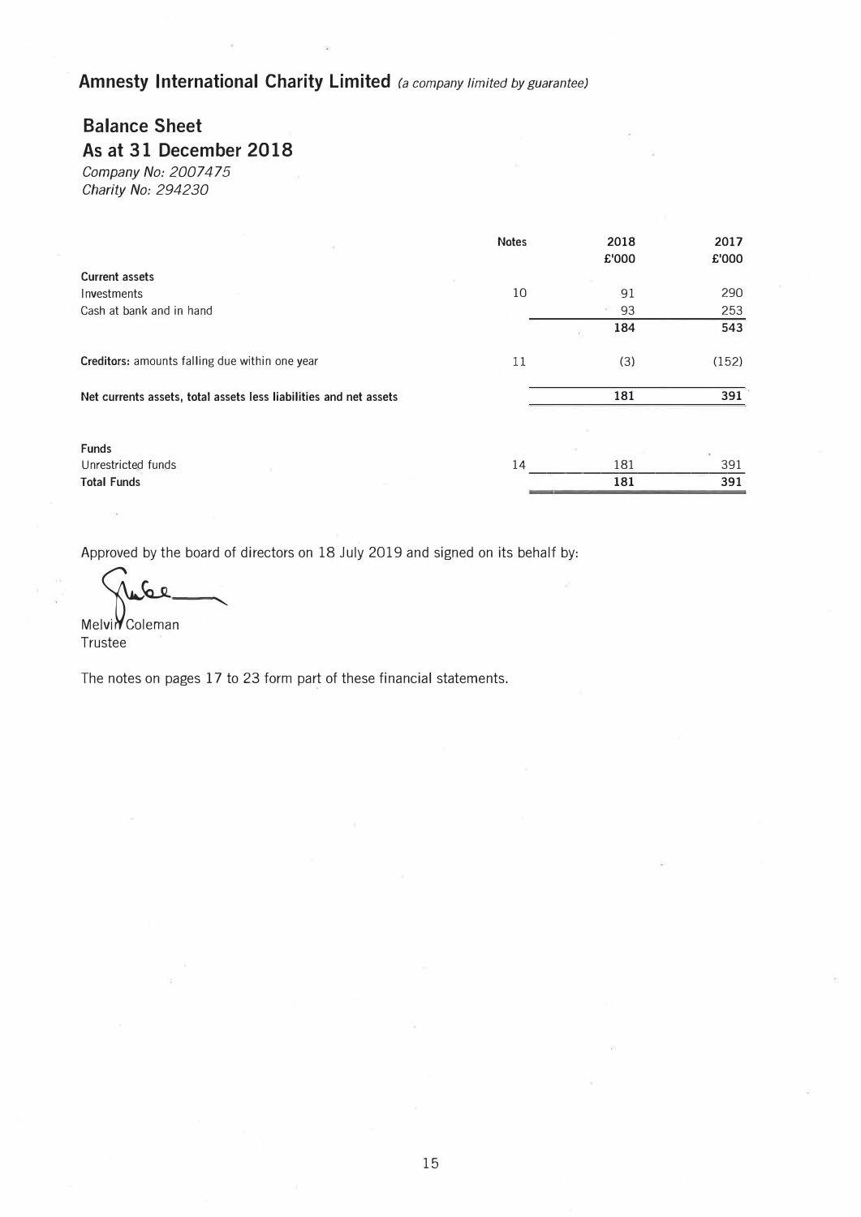## Amnesty International Charity Limited *(a company limited by guarantee)*

## Balance Sheet
## As at 31 December 2018

*Company No: 2007475*
*Charity No: 294230*

| | Notes | 2018 £'000 | 2017 £'000 |
|---|---|---|---|
| **Current assets** | | | |
| Investments | 10 | 91 | 290 |
| Cash at bank and in hand | | 93 | 253 |
| | | **184** | **543** |
| **Creditors:** amounts falling due within one year | 11 | (3) | (152) |
| **Net currents assets, total assets less liabilities and net assets** | | **181** | **391** |
| **Funds** | | | |
| Unrestricted funds | 14 | 181 | 391 |
| **Total Funds** | | **181** | **391** |

Approved by the board of directors on 18 July 2019 and signed on its behalf by:

Melvin Coleman
Trustee

The notes on pages 17 to 23 form part of these financial statements.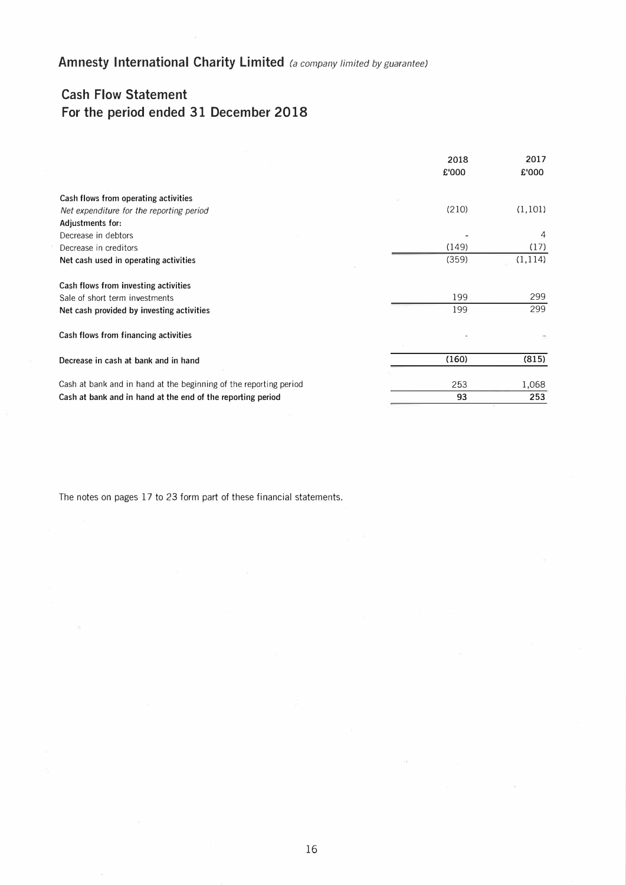**Amnesty International Charity Limited** *(a company limited by guarantee)*

## Cash Flow Statement
## For the period ended 31 December 2018

| | 2018 £'000 | 2017 £'000 |
|---|---|---|
| **Cash flows from operating activities** | | |
| *Net expenditure for the reporting period* | (210) | (1,101) |
| **Adjustments for:** | | |
| Decrease in debtors | - | 4 |
| Decrease in creditors | (149) | (17) |
| **Net cash used in operating activities** | (359) | (1,114) |
| | | |
| **Cash flows from investing activities** | | |
| Sale of short term investments | 199 | 299 |
| **Net cash provided by investing activities** | 199 | 299 |
| | | |
| **Cash flows from financing activities** | - | - |
| | | |
| **Decrease in cash at bank and in hand** | **(160)** | **(815)** |
| | | |
| Cash at bank and in hand at the beginning of the reporting period | 253 | 1,068 |
| **Cash at bank and in hand at the end of the reporting period** | **93** | **253** |

The notes on pages 17 to 23 form part of these financial statements.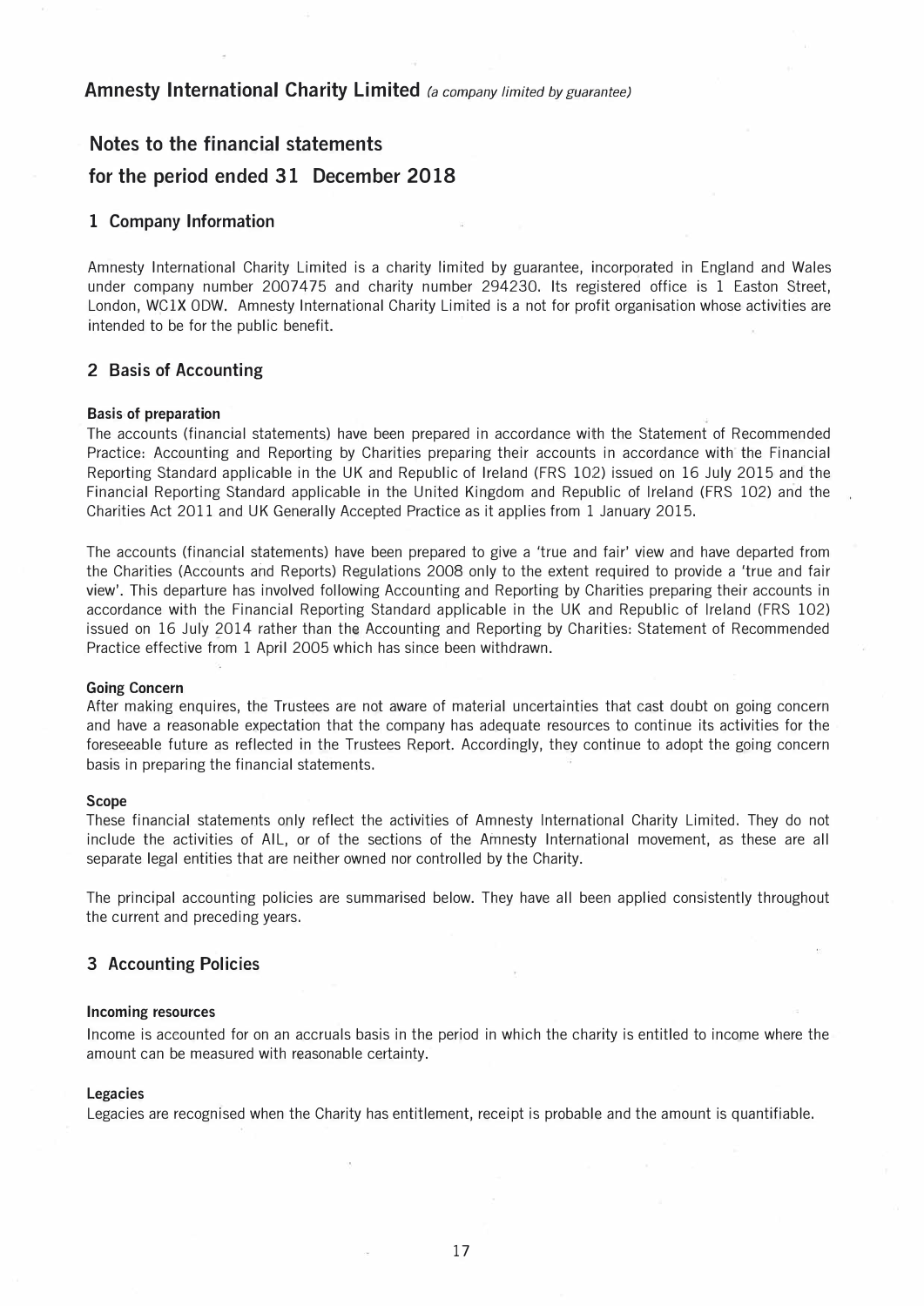**Amnesty International Charity Limited** *(a company limited by guarantee)*

# Notes to the financial statements for the period ended 31 December 2018

## 1 Company Information

Amnesty International Charity Limited is a charity limited by guarantee, incorporated in England and Wales under company number 2007475 and charity number 294230. Its registered office is 1 Easton Street, London, WC1X 0DW. Amnesty International Charity Limited is a not for profit organisation whose activities are intended to be for the public benefit.

## 2 Basis of Accounting

### Basis of preparation

The accounts (financial statements) have been prepared in accordance with the Statement of Recommended Practice: Accounting and Reporting by Charities preparing their accounts in accordance with the Financial Reporting Standard applicable in the UK and Republic of Ireland (FRS 102) issued on 16 July 2015 and the Financial Reporting Standard applicable in the United Kingdom and Republic of Ireland (FRS 102) and the Charities Act 2011 and UK Generally Accepted Practice as it applies from 1 January 2015.

The accounts (financial statements) have been prepared to give a 'true and fair' view and have departed from the Charities (Accounts and Reports) Regulations 2008 only to the extent required to provide a 'true and fair view'. This departure has involved following Accounting and Reporting by Charities preparing their accounts in accordance with the Financial Reporting Standard applicable in the UK and Republic of Ireland (FRS 102) issued on 16 July 2014 rather than the Accounting and Reporting by Charities: Statement of Recommended Practice effective from 1 April 2005 which has since been withdrawn.

### Going Concern

After making enquires, the Trustees are not aware of material uncertainties that cast doubt on going concern and have a reasonable expectation that the company has adequate resources to continue its activities for the foreseeable future as reflected in the Trustees Report. Accordingly, they continue to adopt the going concern basis in preparing the financial statements.

### Scope

These financial statements only reflect the activities of Amnesty International Charity Limited. They do not include the activities of AIL, or of the sections of the Amnesty International movement, as these are all separate legal entities that are neither owned nor controlled by the Charity.

The principal accounting policies are summarised below. They have all been applied consistently throughout the current and preceding years.

## 3 Accounting Policies

### Incoming resources

Income is accounted for on an accruals basis in the period in which the charity is entitled to income where the amount can be measured with reasonable certainty.

### Legacies

Legacies are recognised when the Charity has entitlement, receipt is probable and the amount is quantifiable.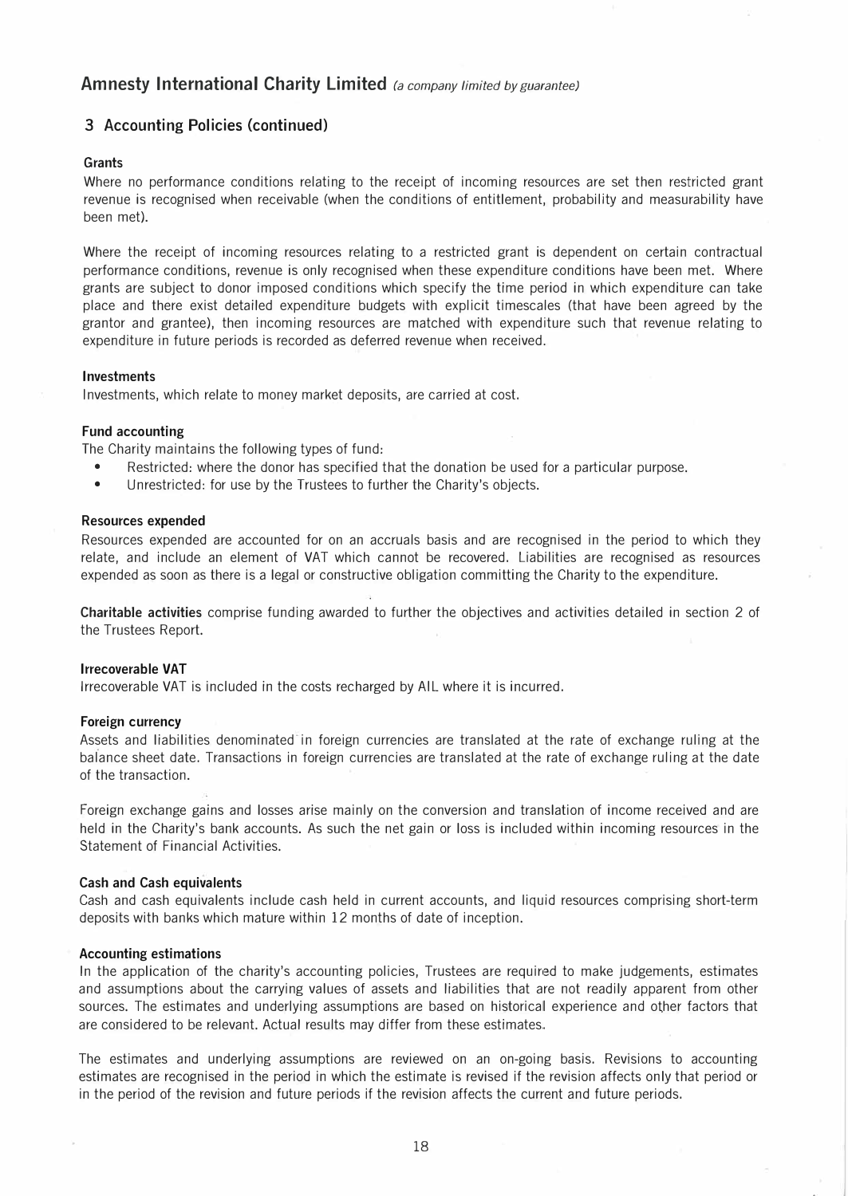## 3 Accounting Policies (continued)

### Grants

Where no performance conditions relating to the receipt of incoming resources are set then restricted grant revenue is recognised when receivable (when the conditions of entitlement, probability and measurability have been met).

Where the receipt of incoming resources relating to a restricted grant is dependent on certain contractual performance conditions, revenue is only recognised when these expenditure conditions have been met. Where grants are subject to donor imposed conditions which specify the time period in which expenditure can take place and there exist detailed expenditure budgets with explicit timescales (that have been agreed by the grantor and grantee), then incoming resources are matched with expenditure such that revenue relating to expenditure in future periods is recorded as deferred revenue when received.

### Investments

Investments, which relate to money market deposits, are carried at cost.

### Fund accounting

The Charity maintains the following types of fund:

- Restricted: where the donor has specified that the donation be used for a particular purpose.
- Unrestricted: for use by the Trustees to further the Charity's objects.

### Resources expended

Resources expended are accounted for on an accruals basis and are recognised in the period to which they relate, and include an element of VAT which cannot be recovered. Liabilities are recognised as resources expended as soon as there is a legal or constructive obligation committing the Charity to the expenditure.

**Charitable activities** comprise funding awarded to further the objectives and activities detailed in section 2 of the Trustees Report.

### Irrecoverable VAT

Irrecoverable VAT is included in the costs recharged by AIL where it is incurred.

### Foreign currency

Assets and liabilities denominated in foreign currencies are translated at the rate of exchange ruling at the balance sheet date. Transactions in foreign currencies are translated at the rate of exchange ruling at the date of the transaction.

Foreign exchange gains and losses arise mainly on the conversion and translation of income received and are held in the Charity's bank accounts. As such the net gain or loss is included within incoming resources in the Statement of Financial Activities.

### Cash and Cash equivalents

Cash and cash equivalents include cash held in current accounts, and liquid resources comprising short-term deposits with banks which mature within 12 months of date of inception.

### Accounting estimations

In the application of the charity's accounting policies, Trustees are required to make judgements, estimates and assumptions about the carrying values of assets and liabilities that are not readily apparent from other sources. The estimates and underlying assumptions are based on historical experience and other factors that are considered to be relevant. Actual results may differ from these estimates.

The estimates and underlying assumptions are reviewed on an on-going basis. Revisions to accounting estimates are recognised in the period in which the estimate is revised if the revision affects only that period or in the period of the revision and future periods if the revision affects the current and future periods.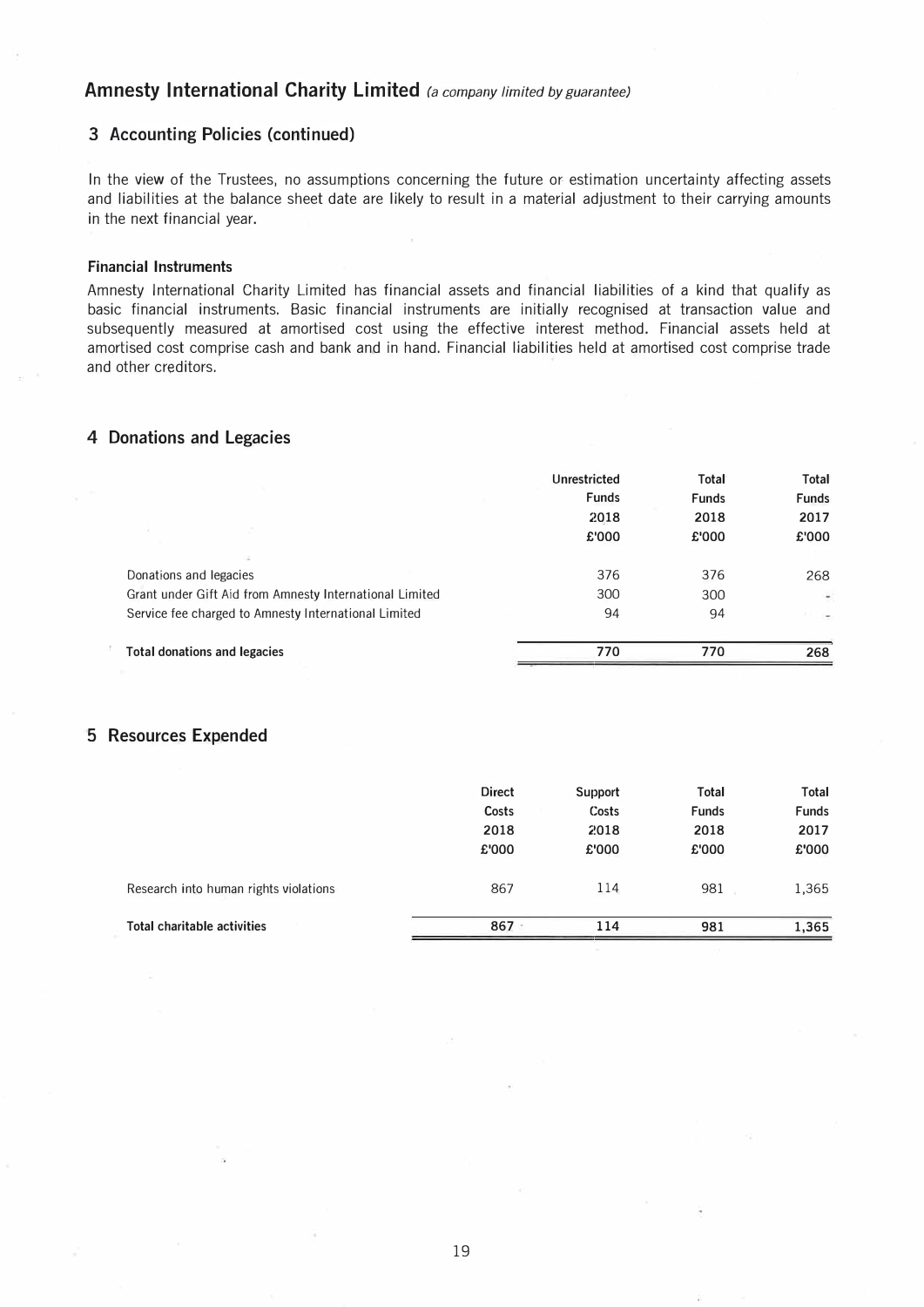## Amnesty International Charity Limited *(a company limited by guarantee)*

### 3 Accounting Policies (continued)

In the view of the Trustees, no assumptions concerning the future or estimation uncertainty affecting assets and liabilities at the balance sheet date are likely to result in a material adjustment to their carrying amounts in the next financial year.

**Financial Instruments**

Amnesty International Charity Limited has financial assets and financial liabilities of a kind that qualify as basic financial instruments. Basic financial instruments are initially recognised at transaction value and subsequently measured at amortised cost using the effective interest method. Financial assets held at amortised cost comprise cash and bank and in hand. Financial liabilities held at amortised cost comprise trade and other creditors.

### 4 Donations and Legacies

| | Unrestricted Funds 2018 £'000 | Total Funds 2018 £'000 | Total Funds 2017 £'000 |
|---|---|---|---|
| Donations and legacies | 376 | 376 | 268 |
| Grant under Gift Aid from Amnesty International Limited | 300 | 300 | - |
| Service fee charged to Amnesty International Limited | 94 | 94 | - |
| **Total donations and legacies** | **770** | **770** | **268** |

### 5 Resources Expended

| | Direct Costs 2018 £'000 | Support Costs 2018 £'000 | Total Funds 2018 £'000 | Total Funds 2017 £'000 |
|---|---|---|---|---|
| Research into human rights violations | 867 | 114 | 981 | 1,365 |
| **Total charitable activities** | **867** | **114** | **981** | **1,365** |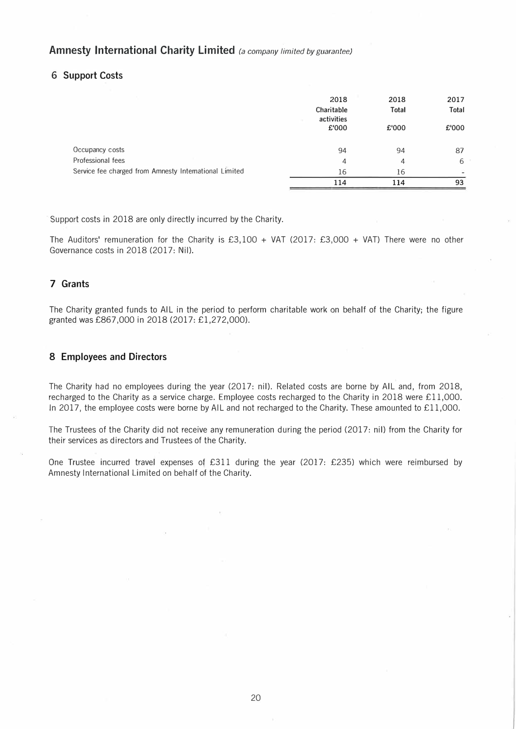# Amnesty International Charity Limited *(a company limited by guarantee)*

## 6 Support Costs

| | 2018 Charitable activities £'000 | 2018 Total £'000 | 2017 Total £'000 |
|---|---|---|---|
| Occupancy costs | 94 | 94 | 87 |
| Professional fees | 4 | 4 | 6 |
| Service fee charged from Amnesty International Limited | 16 | 16 | - |
| | **114** | **114** | **93** |

Support costs in 2018 are only directly incurred by the Charity.

The Auditors' remuneration for the Charity is £3,100 + VAT (2017: £3,000 + VAT) There were no other Governance costs in 2018 (2017: Nil).

## 7 Grants

The Charity granted funds to AIL in the period to perform charitable work on behalf of the Charity; the figure granted was £867,000 in 2018 (2017: £1,272,000).

## 8 Employees and Directors

The Charity had no employees during the year (2017: nil). Related costs are borne by AIL and, from 2018, recharged to the Charity as a service charge. Employee costs recharged to the Charity in 2018 were £11,000. In 2017, the employee costs were borne by AIL and not recharged to the Charity. These amounted to £11,000.

The Trustees of the Charity did not receive any remuneration during the period (2017: nil) from the Charity for their services as directors and Trustees of the Charity.

One Trustee incurred travel expenses of £311 during the year (2017: £235) which were reimbursed by Amnesty International Limited on behalf of the Charity.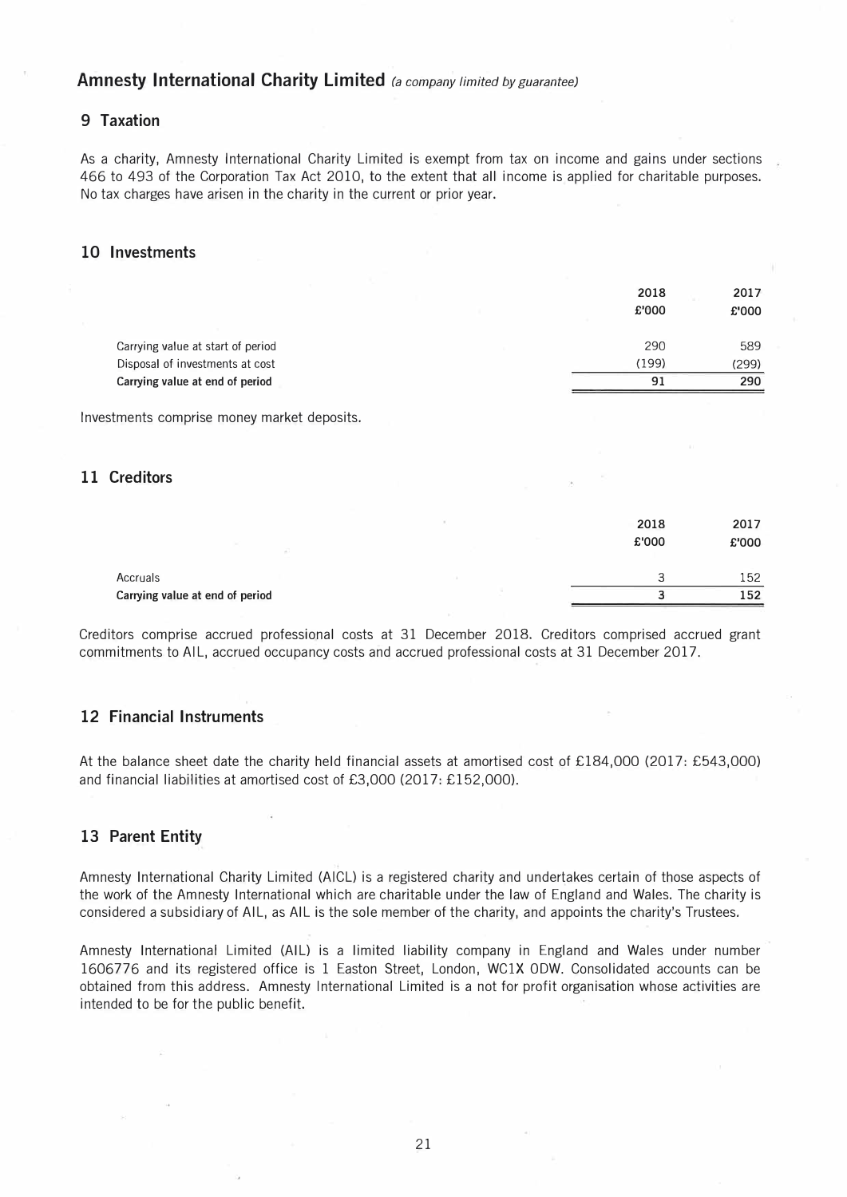## Amnesty International Charity Limited *(a company limited by guarantee)*

### 9 Taxation

As a charity, Amnesty International Charity Limited is exempt from tax on income and gains under sections 466 to 493 of the Corporation Tax Act 2010, to the extent that all income is applied for charitable purposes. No tax charges have arisen in the charity in the current or prior year.

### 10 Investments

| | 2018 £'000 | 2017 £'000 |
|---|---|---|
| Carrying value at start of period | 290 | 589 |
| Disposal of investments at cost | (199) | (299) |
| **Carrying value at end of period** | **91** | **290** |

Investments comprise money market deposits.

### 11 Creditors

| | 2018 £'000 | 2017 £'000 |
|---|---|---|
| Accruals | 3 | 152 |
| **Carrying value at end of period** | **3** | **152** |

Creditors comprise accrued professional costs at 31 December 2018. Creditors comprised accrued grant commitments to AIL, accrued occupancy costs and accrued professional costs at 31 December 2017.

### 12 Financial Instruments

At the balance sheet date the charity held financial assets at amortised cost of £184,000 (2017: £543,000) and financial liabilities at amortised cost of £3,000 (2017: £152,000).

### 13 Parent Entity

Amnesty International Charity Limited (AICL) is a registered charity and undertakes certain of those aspects of the work of the Amnesty International which are charitable under the law of England and Wales. The charity is considered a subsidiary of AIL, as AIL is the sole member of the charity, and appoints the charity's Trustees.

Amnesty International Limited (AIL) is a limited liability company in England and Wales under number 1606776 and its registered office is 1 Easton Street, London, WC1X 0DW. Consolidated accounts can be obtained from this address. Amnesty International Limited is a not for profit organisation whose activities are intended to be for the public benefit.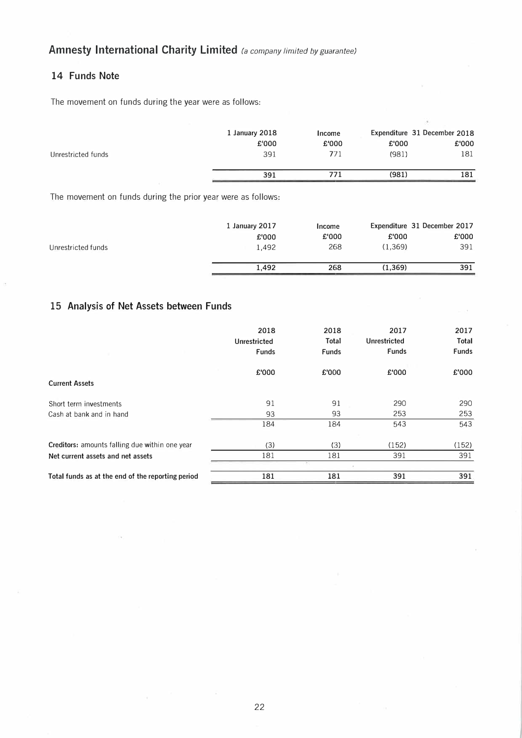Amnesty International Charity Limited *(a company limited by guarantee)*

## 14 Funds Note

The movement on funds during the year were as follows:

| | 1 January 2018 | Income | Expenditure | 31 December 2018 |
|---|---|---|---|---|
| | £'000 | £'000 | £'000 | £'000 |
| Unrestricted funds | 391 | 771 | (981) | 181 |
| | **391** | **771** | **(981)** | **181** |

The movement on funds during the prior year were as follows:

| | 1 January 2017 | Income | Expenditure | 31 December 2017 |
|---|---|---|---|---|
| | £'000 | £'000 | £'000 | £'000 |
| Unrestricted funds | 1,492 | 268 | (1,369) | 391 |
| | **1,492** | **268** | **(1,369)** | **391** |

## 15 Analysis of Net Assets between Funds

| | 2018 Unrestricted Funds | 2018 Total Funds | 2017 Unrestricted Funds | 2017 Total Funds |
|---|---|---|---|---|
| | £'000 | £'000 | £'000 | £'000 |
| **Current Assets** | | | | |
| Short term investments | 91 | 91 | 290 | 290 |
| Cash at bank and in hand | 93 | 93 | 253 | 253 |
| | 184 | 184 | 543 | 543 |
| **Creditors:** amounts falling due within one year | (3) | (3) | (152) | (152) |
| **Net current assets and net assets** | 181 | 181 | 391 | 391 |
| **Total funds as at the end of the reporting period** | **181** | **181** | **391** | **391** |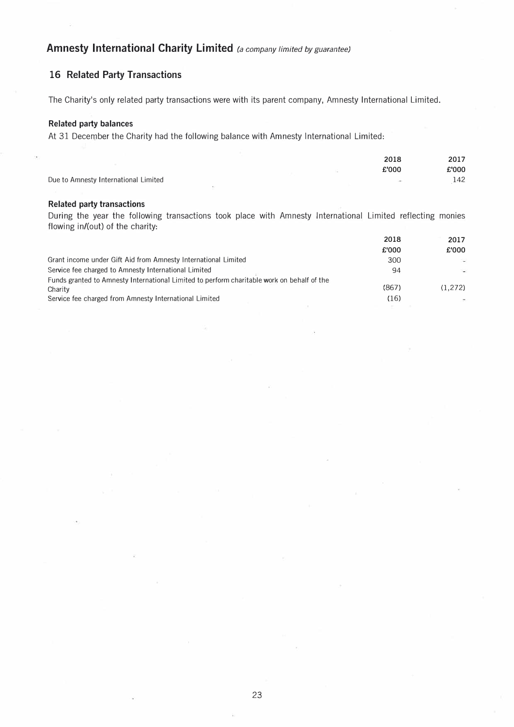# Amnesty International Charity Limited *(a company limited by guarantee)*

## 16 Related Party Transactions

The Charity's only related party transactions were with its parent company, Amnesty International Limited.

### Related party balances

At 31 December the Charity had the following balance with Amnesty International Limited:

| | 2018 | 2017 |
|---|---|---|
| | £'000 | £'000 |
| Due to Amnesty International Limited | - | 142 |

### Related party transactions

During the year the following transactions took place with Amnesty International Limited reflecting monies flowing in/(out) of the charity:

| | 2018 | 2017 |
|---|---|---|
| | £'000 | £'000 |
| Grant income under Gift Aid from Amnesty International Limited | 300 | - |
| Service fee charged to Amnesty International Limited | 94 | - |
| Funds granted to Amnesty International Limited to perform charitable work on behalf of the Charity | (867) | (1,272) |
| Service fee charged from Amnesty International Limited | (16) | - |